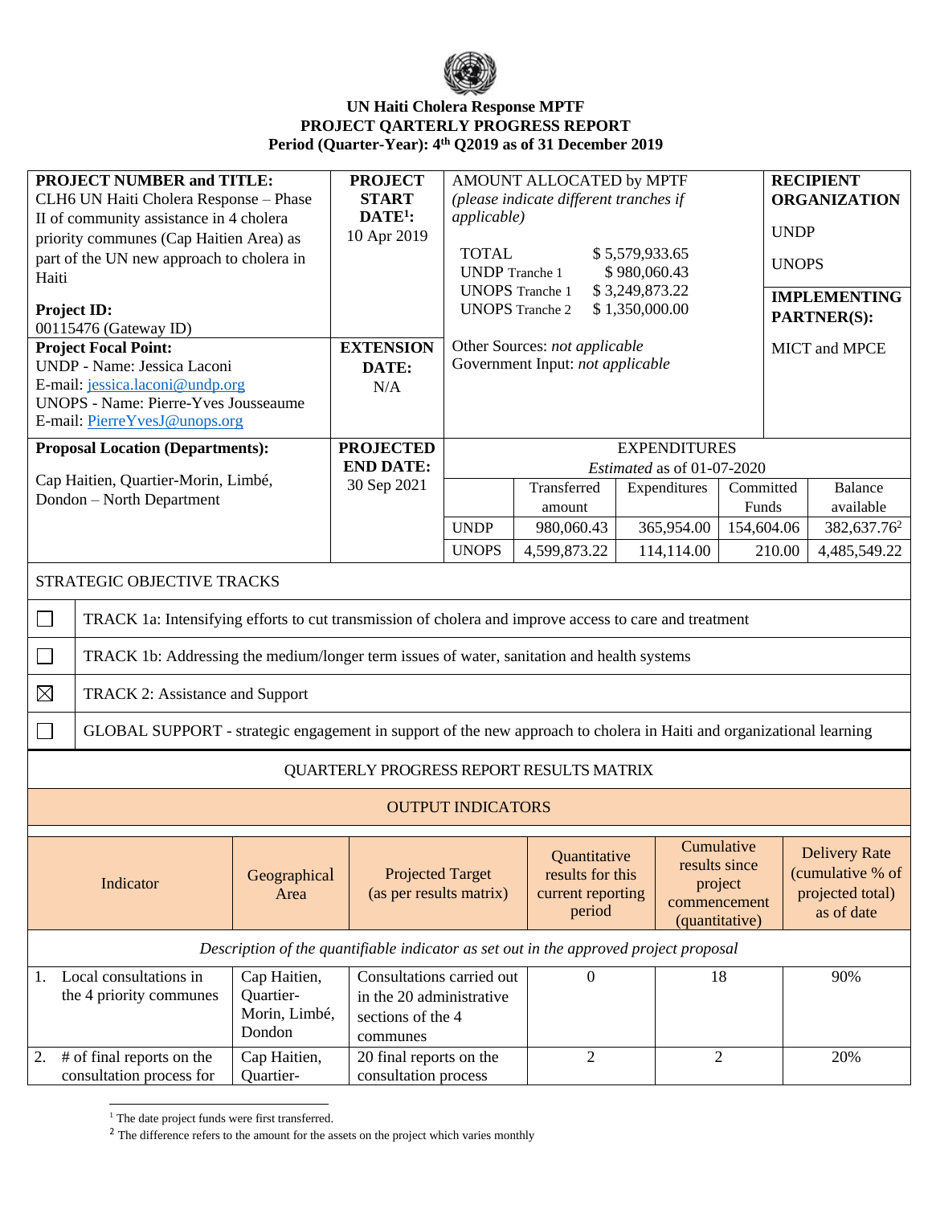**UN Haiti Cholera Response MPTF**
**PROJECT QARTERLY PROGRESS REPORT**
**Period (Quarter-Year): 4th Q2019 as of 31 December 2019**

| **PROJECT NUMBER and TITLE:** CLH6 UN Haiti Cholera Response – Phase II of community assistance in 4 cholera priority communes (Cap Haitien Area) as part of the UN new approach to cholera in Haiti<br><br>**Project ID:** 00115476 (Gateway ID) | **PROJECT START DATE[1]:** 10 Apr 2019 | AMOUNT ALLOCATED by MPTF *(please indicate different tranches if applicable)*<br><br>TOTAL $ 5,579,933.65<br>UNDP Tranche 1 $ 980,060.43<br>UNOPS Tranche 1 $ 3,249,873.22<br>UNOPS Tranche 2 $ 1,350,000.00 | | | | **RECIPIENT ORGANIZATION**<br><br>UNDP<br><br>UNOPS<br><br>**IMPLEMENTING PARTNER(S):**<br><br>MICT and MPCE |
|---|---|---|---|---|---|---|
| **Project Focal Point:** UNDP - Name: Jessica Laconi E-mail: jessica.laconi@undp.org UNOPS - Name: Pierre-Yves Jousseaume E-mail: PierreYvesJ@unops.org | **EXTENSION DATE:** N/A | Other Sources: *not applicable*<br>Government Input: *not applicable* | | | | |
| **Proposal Location (Departments):**<br><br>Cap Haitien, Quartier-Morin, Limbé, Dondon – North Department | **PROJECTED END DATE:** 30 Sep 2021 | EXPENDITURES *Estimated* as of 01-07-2020 | | | | |
| | | | Transferred amount | Expenditures | Committed Funds | Balance available |
| | | UNDP | 980,060.43 | 365,954.00 | 154,604.06 | 382,637.76[2] |
| | | UNOPS | 4,599,873.22 | 114,114.00 | 210.00 | 4,485,549.22 |

STRATEGIC OBJECTIVE TRACKS

- ☐ TRACK 1a: Intensifying efforts to cut transmission of cholera and improve access to care and treatment
- ☐ TRACK 1b: Addressing the medium/longer term issues of water, sanitation and health systems
- ☒ TRACK 2: Assistance and Support
- ☐ GLOBAL SUPPORT - strategic engagement in support of the new approach to cholera in Haiti and organizational learning

QUARTERLY PROGRESS REPORT RESULTS MATRIX

OUTPUT INDICATORS

| Indicator | Geographical Area | Projected Target (as per results matrix) | Quantitative results for this current reporting period | Cumulative results since project commencement (quantitative) | Delivery Rate (cumulative % of projected total) as of date |
|---|---|---|---|---|---|
| *Description of the quantifiable indicator as set out in the approved project proposal* | | | | | |
| 1. Local consultations in the 4 priority communes | Cap Haitien, Quartier-Morin, Limbé, Dondon | Consultations carried out in the 20 administrative sections of the 4 communes | 0 | 18 | 90% |
| 2. # of final reports on the consultation process for | Cap Haitien, Quartier- | 20 final reports on the consultation process | 2 | 2 | 20% |

[1] The date project funds were first transferred.

[2] The difference refers to the amount for the assets on the project which varies monthly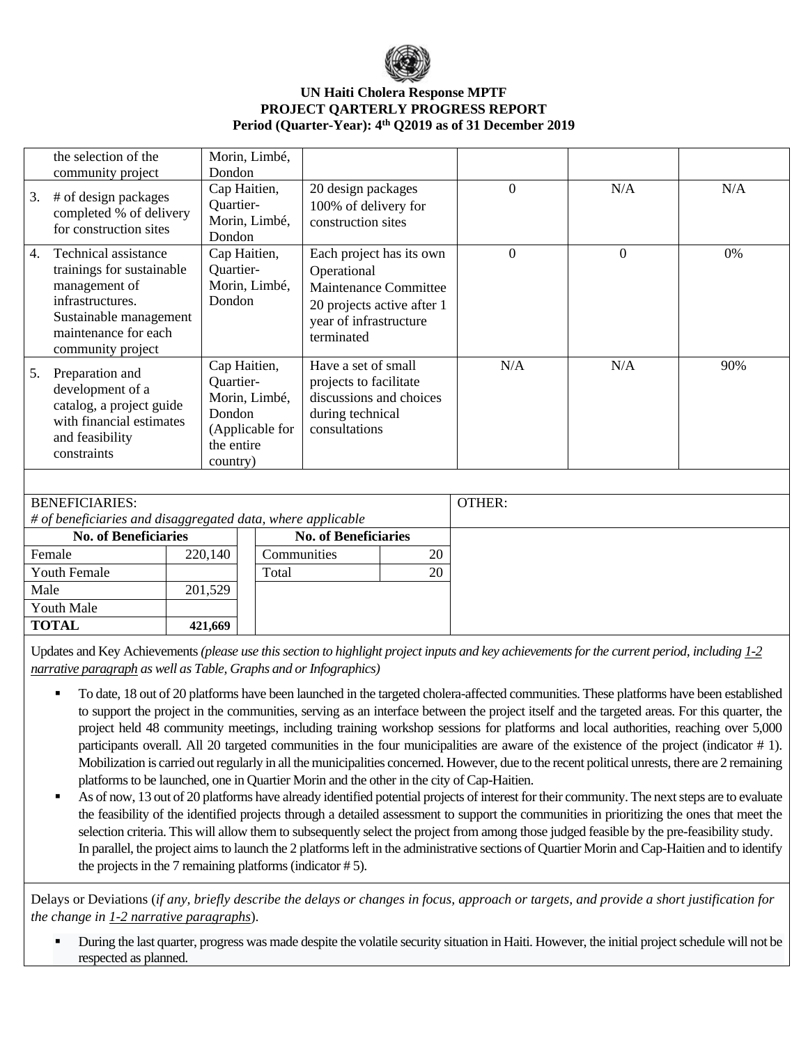**UN Haiti Cholera Response MPTF**
**PROJECT QARTERLY PROGRESS REPORT**
**Period (Quarter-Year): 4th Q2019 as of 31 December 2019**

| | | | | | |
|---|---|---|---|---|---|
| the selection of the community project | Morin, Limbé, Dondon | | | | |
| 3. # of design packages completed % of delivery for construction sites | Cap Haitien, Quartier-Morin, Limbé, Dondon | 20 design packages 100% of delivery for construction sites | 0 | N/A | N/A |
| 4. Technical assistance trainings for sustainable management of infrastructures. Sustainable management maintenance for each community project | Cap Haitien, Quartier-Morin, Limbé, Dondon | Each project has its own Operational Maintenance Committee 20 projects active after 1 year of infrastructure terminated | 0 | 0 | 0% |
| 5. Preparation and development of a catalog, a project guide with financial estimates and feasibility constraints | Cap Haitien, Quartier-Morin, Limbé, Dondon (Applicable for the entire country) | Have a set of small projects to facilitate discussions and choices during technical consultations | N/A | N/A | 90% |

BENEFICIARIES:
*# of beneficiaries and disaggregated data, where applicable*

| No. of Beneficiaries | |
|---|---|
| Female | 220,140 |
| Youth Female | |
| Male | 201,529 |
| Youth Male | |
| **TOTAL** | **421,669** |

| No. of Beneficiaries | |
|---|---|
| Communities | 20 |
| Total | 20 |

OTHER:

Updates and Key Achievements *(please use this section to highlight project inputs and key achievements for the current period, including 1-2 narrative paragraph as well as Table, Graphs and or Infographics)*

- To date, 18 out of 20 platforms have been launched in the targeted cholera-affected communities. These platforms have been established to support the project in the communities, serving as an interface between the project itself and the targeted areas. For this quarter, the project held 48 community meetings, including training workshop sessions for platforms and local authorities, reaching over 5,000 participants overall. All 20 targeted communities in the four municipalities are aware of the existence of the project (indicator # 1). Mobilization is carried out regularly in all the municipalities concerned. However, due to the recent political unrests, there are 2 remaining platforms to be launched, one in Quartier Morin and the other in the city of Cap-Haitien.
- As of now, 13 out of 20 platforms have already identified potential projects of interest for their community. The next steps are to evaluate the feasibility of the identified projects through a detailed assessment to support the communities in prioritizing the ones that meet the selection criteria. This will allow them to subsequently select the project from among those judged feasible by the pre-feasibility study. In parallel, the project aims to launch the 2 platforms left in the administrative sections of Quartier Morin and Cap-Haitien and to identify the projects in the 7 remaining platforms (indicator # 5).

Delays or Deviations (*if any, briefly describe the delays or changes in focus, approach or targets, and provide a short justification for the change in 1-2 narrative paragraphs*).

- During the last quarter, progress was made despite the volatile security situation in Haiti. However, the initial project schedule will not be respected as planned.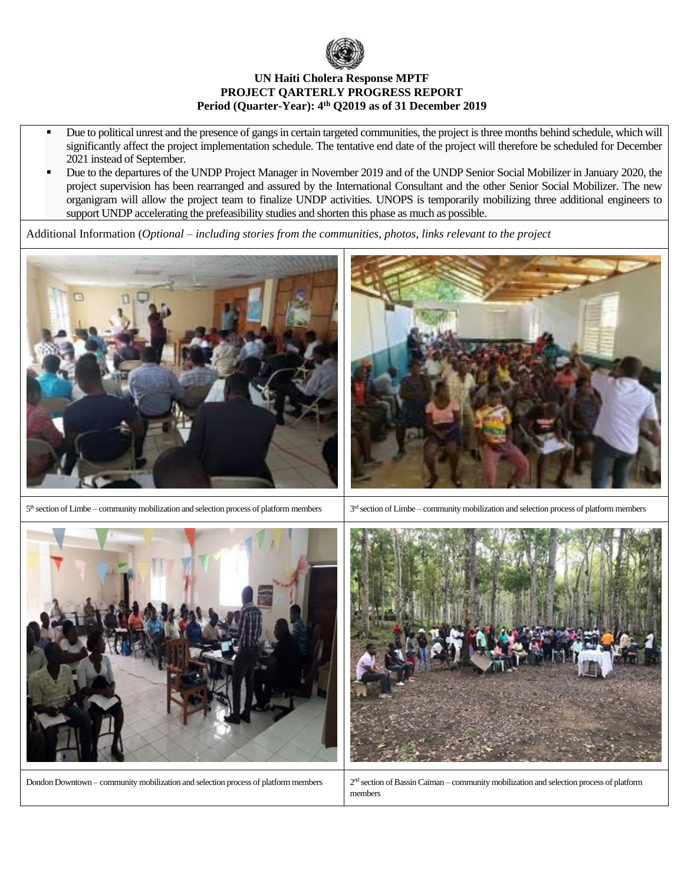# UN Haiti Cholera Response MPTF
## PROJECT QARTERLY PROGRESS REPORT
### Period (Quarter-Year): 4th Q2019 as of 31 December 2019

- Due to political unrest and the presence of gangs in certain targeted communities, the project is three months behind schedule, which will significantly affect the project implementation schedule. The tentative end date of the project will therefore be scheduled for December 2021 instead of September.
- Due to the departures of the UNDP Project Manager in November 2019 and of the UNDP Senior Social Mobilizer in January 2020, the project supervision has been rearranged and assured by the International Consultant and the other Senior Social Mobilizer. The new organigram will allow the project team to finalize UNDP activities. UNOPS is temporarily mobilizing three additional engineers to support UNDP accelerating the prefeasibility studies and shorten this phase as much as possible.

Additional Information (*Optional – including stories from the communities, photos, links relevant to the project*

| | |
|---|---|
| 5th section of Limbe – community mobilization and selection process of platform members | 3rd section of Limbe – community mobilization and selection process of platform members |
| Dondon Downtown – community mobilization and selection process of platform members | 2nd section of Bassin Caïman – community mobilization and selection process of platform members |